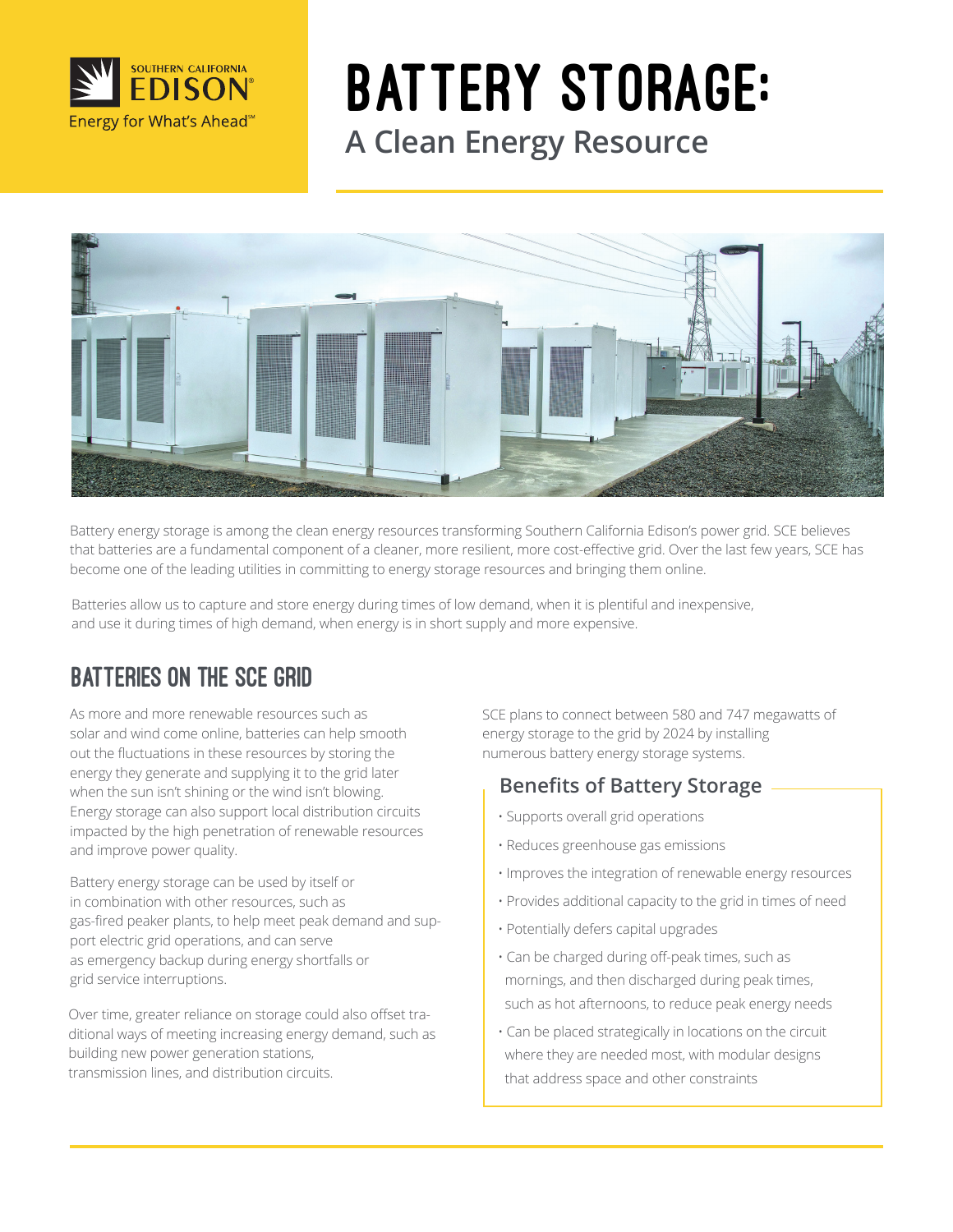# BATTERY STORAGE:

## A Clean Energy Resource

Battery energy storage is among the clean energy resources transforming Southern California Edison's power grid. SCE believes that batteries are a fundamental component of a cleaner, more resilient, more cost-effective grid. Over the last few years, SCE has become one of the leading utilities in committing to energy storage resources and bringing them online.

Batteries allow us to capture and store energy during times of low demand, when it is plentiful and inexpensive, and use it during times of high demand, when energy is in short supply and more expensive.

## BATTERIES ON THE SCE GRID

As more and more renewable resources such as solar and wind come online, batteries can help smooth out the fluctuations in these resources by storing the energy they generate and supplying it to the grid later when the sun isn't shining or the wind isn't blowing. Energy storage can also support local distribution circuits impacted by the high penetration of renewable resources and improve power quality.

Battery energy storage can be used by itself or in combination with other resources, such as gas-fired peaker plants, to help meet peak demand and support electric grid operations, and can serve as emergency backup during energy shortfalls or grid service interruptions.

Over time, greater reliance on storage could also offset traditional ways of meeting increasing energy demand, such as building new power generation stations, transmission lines, and distribution circuits.

SCE plans to connect between 580 and 747 megawatts of energy storage to the grid by 2024 by installing numerous battery energy storage systems.

### Benefits of Battery Storage

- Supports overall grid operations
- Reduces greenhouse gas emissions
- Improves the integration of renewable energy resources
- Provides additional capacity to the grid in times of need
- Potentially defers capital upgrades
- Can be charged during off-peak times, such as mornings, and then discharged during peak times, such as hot afternoons, to reduce peak energy needs
- Can be placed strategically in locations on the circuit where they are needed most, with modular designs that address space and other constraints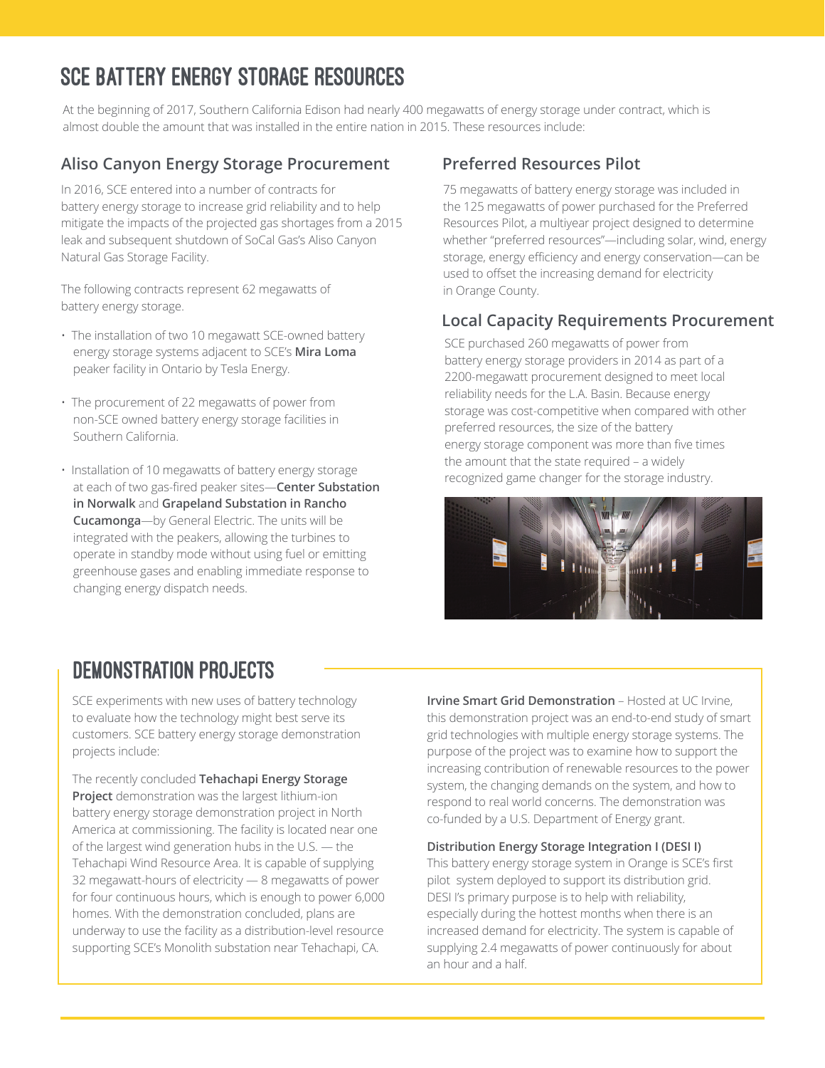# SCE BATTERY ENERGY STORAGE RESOURCES

At the beginning of 2017, Southern California Edison had nearly 400 megawatts of energy storage under contract, which is almost double the amount that was installed in the entire nation in 2015. These resources include:

## Aliso Canyon Energy Storage Procurement

In 2016, SCE entered into a number of contracts for battery energy storage to increase grid reliability and to help mitigate the impacts of the projected gas shortages from a 2015 leak and subsequent shutdown of SoCal Gas's Aliso Canyon Natural Gas Storage Facility.

The following contracts represent 62 megawatts of battery energy storage.

- The installation of two 10 megawatt SCE-owned battery energy storage systems adjacent to SCE's **Mira Loma** peaker facility in Ontario by Tesla Energy.
- The procurement of 22 megawatts of power from non-SCE owned battery energy storage facilities in Southern California.
- Installation of 10 megawatts of battery energy storage at each of two gas-fired peaker sites—**Center Substation in Norwalk** and **Grapeland Substation in Rancho Cucamonga**—by General Electric. The units will be integrated with the peakers, allowing the turbines to operate in standby mode without using fuel or emitting greenhouse gases and enabling immediate response to changing energy dispatch needs.

## Preferred Resources Pilot

75 megawatts of battery energy storage was included in the 125 megawatts of power purchased for the Preferred Resources Pilot, a multiyear project designed to determine whether "preferred resources"—including solar, wind, energy storage, energy efficiency and energy conservation—can be used to offset the increasing demand for electricity in Orange County.

## Local Capacity Requirements Procurement

SCE purchased 260 megawatts of power from battery energy storage providers in 2014 as part of a 2200-megawatt procurement designed to meet local reliability needs for the L.A. Basin. Because energy storage was cost-competitive when compared with other preferred resources, the size of the battery energy storage component was more than five times the amount that the state required – a widely recognized game changer for the storage industry.

# DEMONSTRATION PROJECTS

SCE experiments with new uses of battery technology to evaluate how the technology might best serve its customers. SCE battery energy storage demonstration projects include:

The recently concluded **Tehachapi Energy Storage Project** demonstration was the largest lithium-ion battery energy storage demonstration project in North America at commissioning. The facility is located near one of the largest wind generation hubs in the U.S. — the Tehachapi Wind Resource Area. It is capable of supplying 32 megawatt-hours of electricity — 8 megawatts of power for four continuous hours, which is enough to power 6,000 homes. With the demonstration concluded, plans are underway to use the facility as a distribution-level resource supporting SCE's Monolith substation near Tehachapi, CA.

**Irvine Smart Grid Demonstration** – Hosted at UC Irvine, this demonstration project was an end-to-end study of smart grid technologies with multiple energy storage systems. The purpose of the project was to examine how to support the increasing contribution of renewable resources to the power system, the changing demands on the system, and how to respond to real world concerns. The demonstration was co-funded by a U.S. Department of Energy grant.

**Distribution Energy Storage Integration I (DESI I)**
This battery energy storage system in Orange is SCE's first pilot system deployed to support its distribution grid. DESI I's primary purpose is to help with reliability, especially during the hottest months when there is an increased demand for electricity. The system is capable of supplying 2.4 megawatts of power continuously for about an hour and a half.